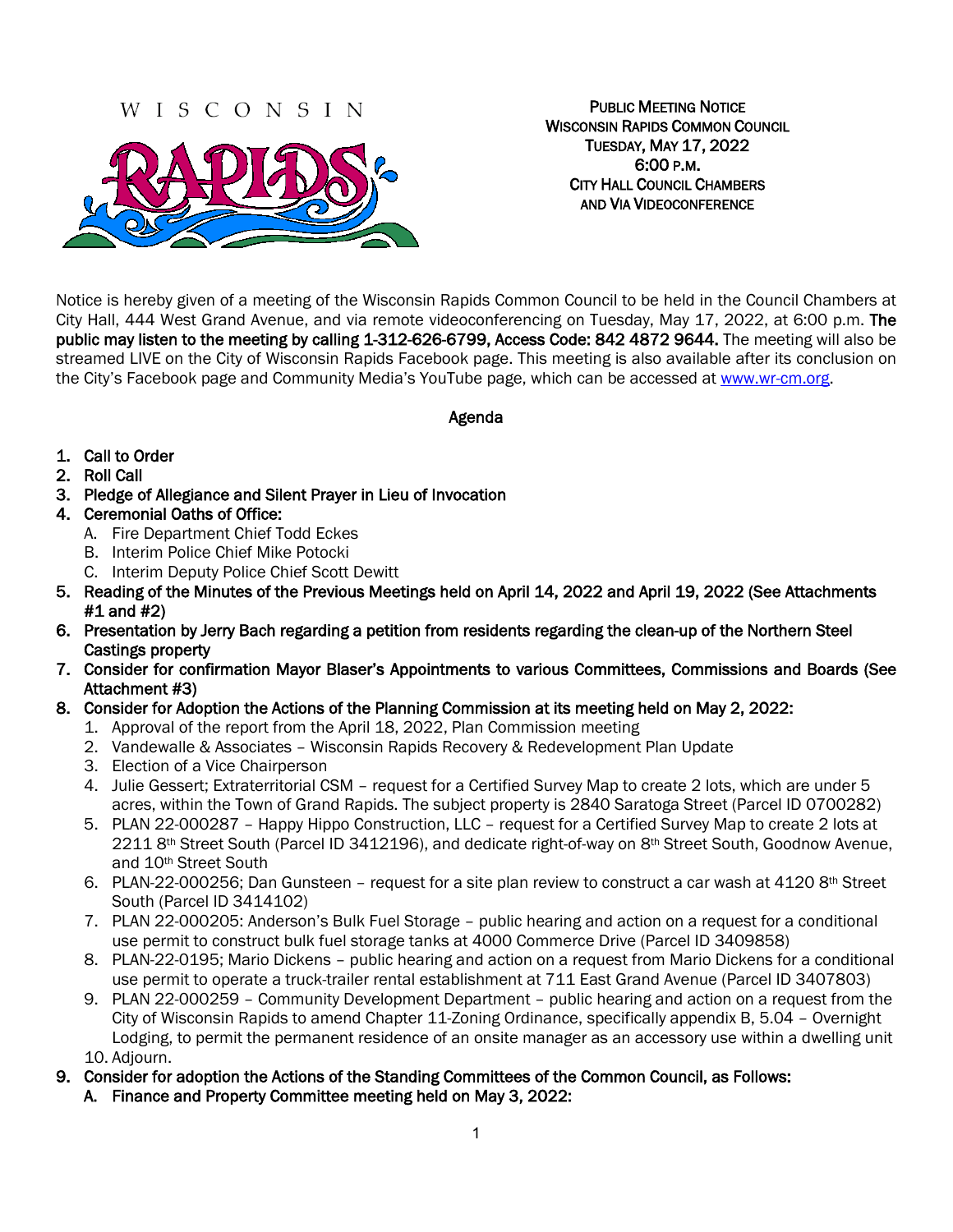WISCONSIN RAPIDS

**PUBLIC MEETING NOTICE**
**WISCONSIN RAPIDS COMMON COUNCIL**
**TUESDAY, MAY 17, 2022**
**6:00 P.M.**
**CITY HALL COUNCIL CHAMBERS**
**AND VIA VIDEOCONFERENCE**

Notice is hereby given of a meeting of the Wisconsin Rapids Common Council to be held in the Council Chambers at City Hall, 444 West Grand Avenue, and via remote videoconferencing on Tuesday, May 17, 2022, at 6:00 p.m. **The public may listen to the meeting by calling 1-312-626-6799, Access Code: 842 4872 9644.** The meeting will also be streamed LIVE on the City of Wisconsin Rapids Facebook page. This meeting is also available after its conclusion on the City's Facebook page and Community Media's YouTube page, which can be accessed at [www.wr-cm.org](www.wr-cm.org).

## Agenda

1. **Call to Order**
2. **Roll Call**
3. **Pledge of Allegiance and Silent Prayer in Lieu of Invocation**
4. **Ceremonial Oaths of Office:**
   A. Fire Department Chief Todd Eckes
   B. Interim Police Chief Mike Potocki
   C. Interim Deputy Police Chief Scott Dewitt
5. **Reading of the Minutes of the Previous Meetings held on April 14, 2022 and April 19, 2022 (See Attachments #1 and #2)**
6. **Presentation by Jerry Bach regarding a petition from residents regarding the clean-up of the Northern Steel Castings property**
7. **Consider for confirmation Mayor Blaser's Appointments to various Committees, Commissions and Boards (See Attachment #3)**
8. **Consider for Adoption the Actions of the Planning Commission at its meeting held on May 2, 2022:**
   1. Approval of the report from the April 18, 2022, Plan Commission meeting
   2. Vandewalle & Associates – Wisconsin Rapids Recovery & Redevelopment Plan Update
   3. Election of a Vice Chairperson
   4. Julie Gessert; Extraterritorial CSM – request for a Certified Survey Map to create 2 lots, which are under 5 acres, within the Town of Grand Rapids. The subject property is 2840 Saratoga Street (Parcel ID 0700282)
   5. PLAN 22-000287 – Happy Hippo Construction, LLC – request for a Certified Survey Map to create 2 lots at 2211 8th Street South (Parcel ID 3412196), and dedicate right-of-way on 8th Street South, Goodnow Avenue, and 10th Street South
   6. PLAN-22-000256; Dan Gunsteen – request for a site plan review to construct a car wash at 4120 8th Street South (Parcel ID 3414102)
   7. PLAN 22-000205: Anderson's Bulk Fuel Storage – public hearing and action on a request for a conditional use permit to construct bulk fuel storage tanks at 4000 Commerce Drive (Parcel ID 3409858)
   8. PLAN-22-0195; Mario Dickens – public hearing and action on a request from Mario Dickens for a conditional use permit to operate a truck-trailer rental establishment at 711 East Grand Avenue (Parcel ID 3407803)
   9. PLAN 22-000259 – Community Development Department – public hearing and action on a request from the City of Wisconsin Rapids to amend Chapter 11-Zoning Ordinance, specifically appendix B, 5.04 – Overnight Lodging, to permit the permanent residence of an onsite manager as an accessory use within a dwelling unit
   10. Adjourn.
9. **Consider for adoption the Actions of the Standing Committees of the Common Council, as Follows:**
   **A. Finance and Property Committee meeting held on May 3, 2022:**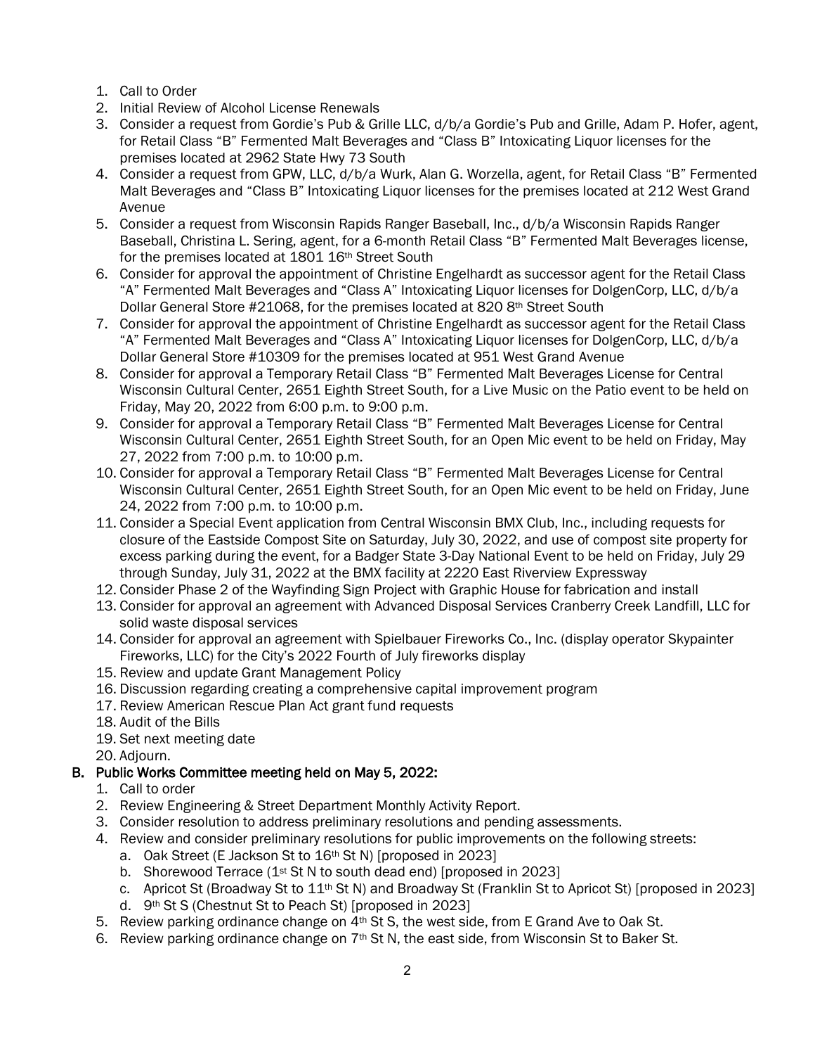1. Call to Order
2. Initial Review of Alcohol License Renewals
3. Consider a request from Gordie's Pub & Grille LLC, d/b/a Gordie's Pub and Grille, Adam P. Hofer, agent, for Retail Class "B" Fermented Malt Beverages and "Class B" Intoxicating Liquor licenses for the premises located at 2962 State Hwy 73 South
4. Consider a request from GPW, LLC, d/b/a Wurk, Alan G. Worzella, agent, for Retail Class "B" Fermented Malt Beverages and "Class B" Intoxicating Liquor licenses for the premises located at 212 West Grand Avenue
5. Consider a request from Wisconsin Rapids Ranger Baseball, Inc., d/b/a Wisconsin Rapids Ranger Baseball, Christina L. Sering, agent, for a 6-month Retail Class "B" Fermented Malt Beverages license, for the premises located at 1801 16th Street South
6. Consider for approval the appointment of Christine Engelhardt as successor agent for the Retail Class "A" Fermented Malt Beverages and "Class A" Intoxicating Liquor licenses for DolgenCorp, LLC, d/b/a Dollar General Store #21068, for the premises located at 820 8th Street South
7. Consider for approval the appointment of Christine Engelhardt as successor agent for the Retail Class "A" Fermented Malt Beverages and "Class A" Intoxicating Liquor licenses for DolgenCorp, LLC, d/b/a Dollar General Store #10309 for the premises located at 951 West Grand Avenue
8. Consider for approval a Temporary Retail Class "B" Fermented Malt Beverages License for Central Wisconsin Cultural Center, 2651 Eighth Street South, for a Live Music on the Patio event to be held on Friday, May 20, 2022 from 6:00 p.m. to 9:00 p.m.
9. Consider for approval a Temporary Retail Class "B" Fermented Malt Beverages License for Central Wisconsin Cultural Center, 2651 Eighth Street South, for an Open Mic event to be held on Friday, May 27, 2022 from 7:00 p.m. to 10:00 p.m.
10. Consider for approval a Temporary Retail Class "B" Fermented Malt Beverages License for Central Wisconsin Cultural Center, 2651 Eighth Street South, for an Open Mic event to be held on Friday, June 24, 2022 from 7:00 p.m. to 10:00 p.m.
11. Consider a Special Event application from Central Wisconsin BMX Club, Inc., including requests for closure of the Eastside Compost Site on Saturday, July 30, 2022, and use of compost site property for excess parking during the event, for a Badger State 3-Day National Event to be held on Friday, July 29 through Sunday, July 31, 2022 at the BMX facility at 2220 East Riverview Expressway
12. Consider Phase 2 of the Wayfinding Sign Project with Graphic House for fabrication and install
13. Consider for approval an agreement with Advanced Disposal Services Cranberry Creek Landfill, LLC for solid waste disposal services
14. Consider for approval an agreement with Spielbauer Fireworks Co., Inc. (display operator Skypainter Fireworks, LLC) for the City's 2022 Fourth of July fireworks display
15. Review and update Grant Management Policy
16. Discussion regarding creating a comprehensive capital improvement program
17. Review American Rescue Plan Act grant fund requests
18. Audit of the Bills
19. Set next meeting date
20. Adjourn.

**B. Public Works Committee meeting held on May 5, 2022:**

1. Call to order
2. Review Engineering & Street Department Monthly Activity Report.
3. Consider resolution to address preliminary resolutions and pending assessments.
4. Review and consider preliminary resolutions for public improvements on the following streets:
   a. Oak Street (E Jackson St to 16th St N) [proposed in 2023]
   b. Shorewood Terrace (1st St N to south dead end) [proposed in 2023]
   c. Apricot St (Broadway St to 11th St N) and Broadway St (Franklin St to Apricot St) [proposed in 2023]
   d. 9th St S (Chestnut St to Peach St) [proposed in 2023]
5. Review parking ordinance change on 4th St S, the west side, from E Grand Ave to Oak St.
6. Review parking ordinance change on 7th St N, the east side, from Wisconsin St to Baker St.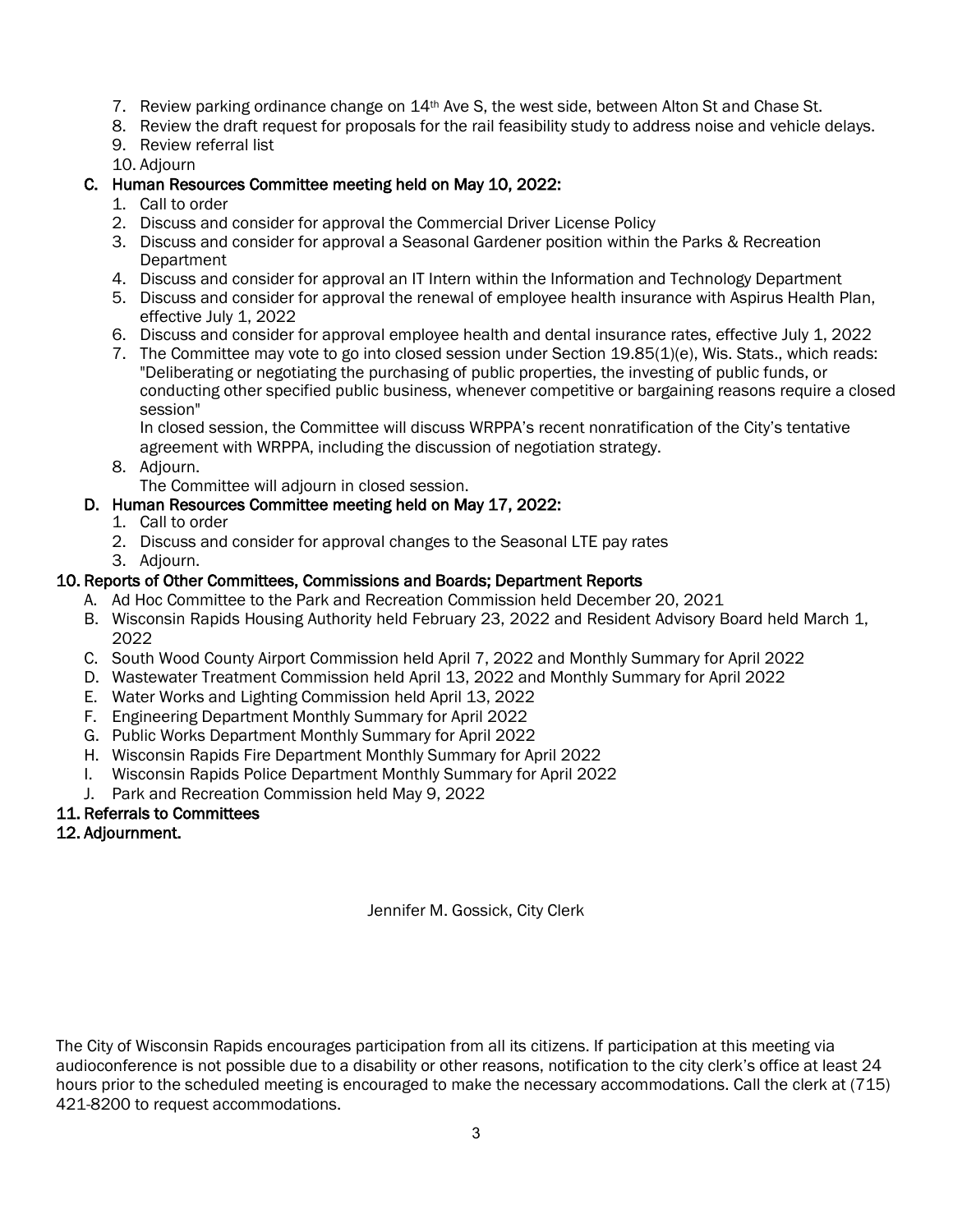7. Review parking ordinance change on 14th Ave S, the west side, between Alton St and Chase St.
8. Review the draft request for proposals for the rail feasibility study to address noise and vehicle delays.
9. Review referral list
10. Adjourn

**C. Human Resources Committee meeting held on May 10, 2022:**

1. Call to order
2. Discuss and consider for approval the Commercial Driver License Policy
3. Discuss and consider for approval a Seasonal Gardener position within the Parks & Recreation Department
4. Discuss and consider for approval an IT Intern within the Information and Technology Department
5. Discuss and consider for approval the renewal of employee health insurance with Aspirus Health Plan, effective July 1, 2022
6. Discuss and consider for approval employee health and dental insurance rates, effective July 1, 2022
7. The Committee may vote to go into closed session under Section 19.85(1)(e), Wis. Stats., which reads: "Deliberating or negotiating the purchasing of public properties, the investing of public funds, or conducting other specified public business, whenever competitive or bargaining reasons require a closed session"
   In closed session, the Committee will discuss WRPPA's recent nonratification of the City's tentative agreement with WRPPA, including the discussion of negotiation strategy.
8. Adjourn.
   The Committee will adjourn in closed session.

**D. Human Resources Committee meeting held on May 17, 2022:**

1. Call to order
2. Discuss and consider for approval changes to the Seasonal LTE pay rates
3. Adjourn.

**10. Reports of Other Committees, Commissions and Boards; Department Reports**

A. Ad Hoc Committee to the Park and Recreation Commission held December 20, 2021
B. Wisconsin Rapids Housing Authority held February 23, 2022 and Resident Advisory Board held March 1, 2022
C. South Wood County Airport Commission held April 7, 2022 and Monthly Summary for April 2022
D. Wastewater Treatment Commission held April 13, 2022 and Monthly Summary for April 2022
E. Water Works and Lighting Commission held April 13, 2022
F. Engineering Department Monthly Summary for April 2022
G. Public Works Department Monthly Summary for April 2022
H. Wisconsin Rapids Fire Department Monthly Summary for April 2022
I. Wisconsin Rapids Police Department Monthly Summary for April 2022
J. Park and Recreation Commission held May 9, 2022

**11. Referrals to Committees**

**12. Adjournment.**

Jennifer M. Gossick, City Clerk

The City of Wisconsin Rapids encourages participation from all its citizens. If participation at this meeting via audioconference is not possible due to a disability or other reasons, notification to the city clerk's office at least 24 hours prior to the scheduled meeting is encouraged to make the necessary accommodations. Call the clerk at (715) 421-8200 to request accommodations.